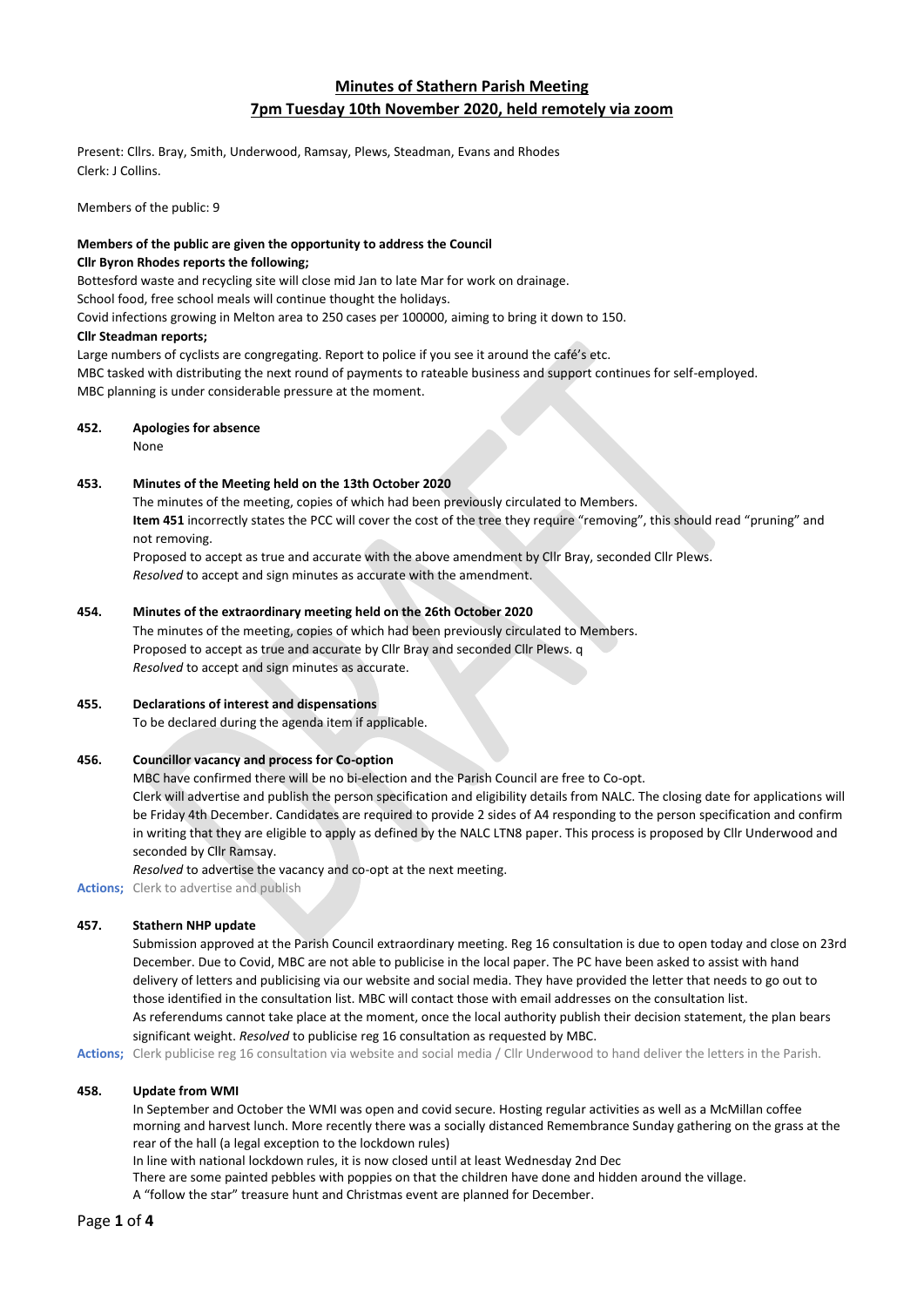## Minutes of Stathern Parish Meeting

## 7pm Tuesday 10th November 2020, held remotely via zoom

Present: Cllrs. Bray, Smith, Underwood, Ramsay, Plews, Steadman, Evans and Rhodes
Clerk: J Collins.

Members of the public: 9

**Members of the public are given the opportunity to address the Council**

**Cllr Byron Rhodes reports the following;**

Bottesford waste and recycling site will close mid Jan to late Mar for work on drainage.
School food, free school meals will continue thought the holidays.
Covid infections growing in Melton area to 250 cases per 100000, aiming to bring it down to 150.

**Cllr Steadman reports;**

Large numbers of cyclists are congregating. Report to police if you see it around the café's etc.
MBC tasked with distributing the next round of payments to rateable business and support continues for self-employed.
MBC planning is under considerable pressure at the moment.

**452. Apologies for absence**

None

**453. Minutes of the Meeting held on the 13th October 2020**

The minutes of the meeting, copies of which had been previously circulated to Members.
**Item 451** incorrectly states the PCC will cover the cost of the tree they require "removing", this should read "pruning" and not removing.
Proposed to accept as true and accurate with the above amendment by Cllr Bray, seconded Cllr Plews.
*Resolved* to accept and sign minutes as accurate with the amendment.

**454. Minutes of the extraordinary meeting held on the 26th October 2020**

The minutes of the meeting, copies of which had been previously circulated to Members.
Proposed to accept as true and accurate by Cllr Bray and seconded Cllr Plews. q
*Resolved* to accept and sign minutes as accurate.

**455. Declarations of interest and dispensations**

To be declared during the agenda item if applicable.

**456. Councillor vacancy and process for Co-option**

MBC have confirmed there will be no bi-election and the Parish Council are free to Co-opt.
Clerk will advertise and publish the person specification and eligibility details from NALC. The closing date for applications will be Friday 4th December. Candidates are required to provide 2 sides of A4 responding to the person specification and confirm in writing that they are eligible to apply as defined by the NALC LTN8 paper. This process is proposed by Cllr Underwood and seconded by Cllr Ramsay.
*Resolved* to advertise the vacancy and co-opt at the next meeting.

**Actions;** Clerk to advertise and publish

**457. Stathern NHP update**

Submission approved at the Parish Council extraordinary meeting. Reg 16 consultation is due to open today and close on 23rd December. Due to Covid, MBC are not able to publicise in the local paper. The PC have been asked to assist with hand delivery of letters and publicising via our website and social media. They have provided the letter that needs to go out to those identified in the consultation list. MBC will contact those with email addresses on the consultation list.
As referendums cannot take place at the moment, once the local authority publish their decision statement, the plan bears significant weight. *Resolved* to publicise reg 16 consultation as requested by MBC.

**Actions;** Clerk publicise reg 16 consultation via website and social media / Cllr Underwood to hand deliver the letters in the Parish.

**458. Update from WMI**

In September and October the WMI was open and covid secure. Hosting regular activities as well as a McMillan coffee morning and harvest lunch. More recently there was a socially distanced Remembrance Sunday gathering on the grass at the rear of the hall (a legal exception to the lockdown rules)
In line with national lockdown rules, it is now closed until at least Wednesday 2nd Dec
There are some painted pebbles with poppies on that the children have done and hidden around the village.
A "follow the star" treasure hunt and Christmas event are planned for December.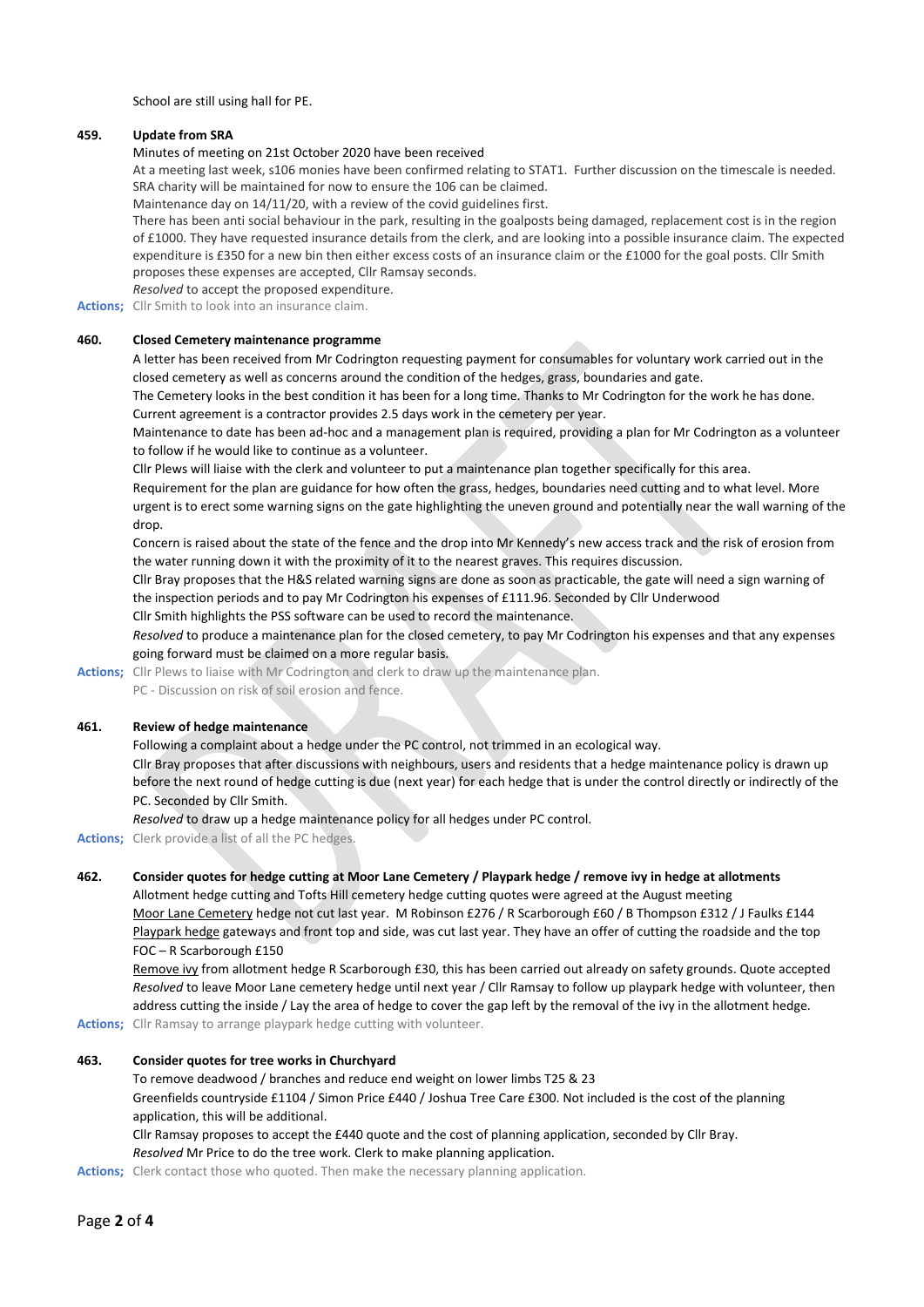School are still using hall for PE.

**459. Update from SRA**

Minutes of meeting on 21st October 2020 have been received

At a meeting last week, s106 monies have been confirmed relating to STAT1. Further discussion on the timescale is needed. SRA charity will be maintained for now to ensure the 106 can be claimed.

Maintenance day on 14/11/20, with a review of the covid guidelines first.

There has been anti social behaviour in the park, resulting in the goalposts being damaged, replacement cost is in the region of £1000. They have requested insurance details from the clerk, and are looking into a possible insurance claim. The expected expenditure is £350 for a new bin then either excess costs of an insurance claim or the £1000 for the goal posts. Cllr Smith proposes these expenses are accepted, Cllr Ramsay seconds.

*Resolved* to accept the proposed expenditure.

**Actions;** Cllr Smith to look into an insurance claim.

**460. Closed Cemetery maintenance programme**

A letter has been received from Mr Codrington requesting payment for consumables for voluntary work carried out in the closed cemetery as well as concerns around the condition of the hedges, grass, boundaries and gate.

The Cemetery looks in the best condition it has been for a long time. Thanks to Mr Codrington for the work he has done. Current agreement is a contractor provides 2.5 days work in the cemetery per year.

Maintenance to date has been ad-hoc and a management plan is required, providing a plan for Mr Codrington as a volunteer to follow if he would like to continue as a volunteer.

Cllr Plews will liaise with the clerk and volunteer to put a maintenance plan together specifically for this area.

Requirement for the plan are guidance for how often the grass, hedges, boundaries need cutting and to what level. More urgent is to erect some warning signs on the gate highlighting the uneven ground and potentially near the wall warning of the drop.

Concern is raised about the state of the fence and the drop into Mr Kennedy's new access track and the risk of erosion from the water running down it with the proximity of it to the nearest graves. This requires discussion.

Cllr Bray proposes that the H&S related warning signs are done as soon as practicable, the gate will need a sign warning of the inspection periods and to pay Mr Codrington his expenses of £111.96. Seconded by Cllr Underwood

Cllr Smith highlights the PSS software can be used to record the maintenance.

*Resolved* to produce a maintenance plan for the closed cemetery, to pay Mr Codrington his expenses and that any expenses going forward must be claimed on a more regular basis.

**Actions;** Cllr Plews to liaise with Mr Codrington and clerk to draw up the maintenance plan.
PC - Discussion on risk of soil erosion and fence.

**461. Review of hedge maintenance**

Following a complaint about a hedge under the PC control, not trimmed in an ecological way.

Cllr Bray proposes that after discussions with neighbours, users and residents that a hedge maintenance policy is drawn up before the next round of hedge cutting is due (next year) for each hedge that is under the control directly or indirectly of the PC. Seconded by Cllr Smith.

*Resolved* to draw up a hedge maintenance policy for all hedges under PC control.

**Actions;** Clerk provide a list of all the PC hedges.

**462. Consider quotes for hedge cutting at Moor Lane Cemetery / Playpark hedge / remove ivy in hedge at allotments**

Allotment hedge cutting and Tofts Hill cemetery hedge cutting quotes were agreed at the August meeting

Moor Lane Cemetery hedge not cut last year. M Robinson £276 / R Scarborough £60 / B Thompson £312 / J Faulks £144

Playpark hedge gateways and front top and side, was cut last year. They have an offer of cutting the roadside and the top FOC – R Scarborough £150

Remove ivy from allotment hedge R Scarborough £30, this has been carried out already on safety grounds. Quote accepted

*Resolved* to leave Moor Lane cemetery hedge until next year / Cllr Ramsay to follow up playpark hedge with volunteer, then address cutting the inside / Lay the area of hedge to cover the gap left by the removal of the ivy in the allotment hedge.

**Actions;** Cllr Ramsay to arrange playpark hedge cutting with volunteer.

**463. Consider quotes for tree works in Churchyard**

To remove deadwood / branches and reduce end weight on lower limbs T25 & 23

Greenfields countryside £1104 / Simon Price £440 / Joshua Tree Care £300. Not included is the cost of the planning application, this will be additional.

Cllr Ramsay proposes to accept the £440 quote and the cost of planning application, seconded by Cllr Bray.

*Resolved* Mr Price to do the tree work. Clerk to make planning application.

**Actions;** Clerk contact those who quoted. Then make the necessary planning application.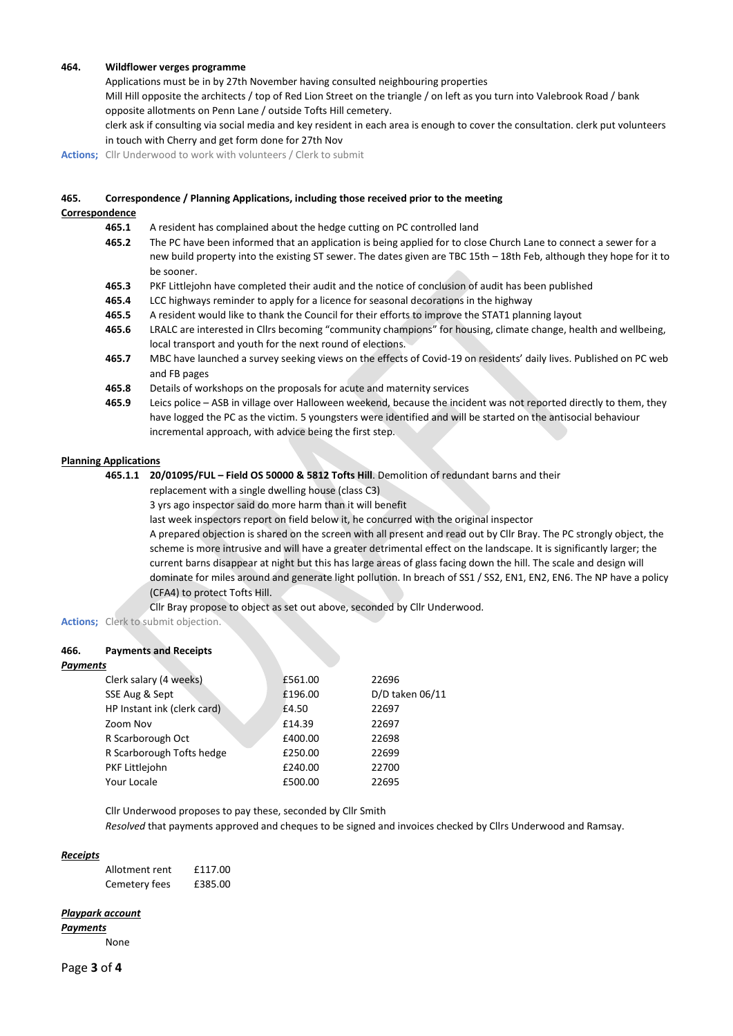**464. Wildflower verges programme**

Applications must be in by 27th November having consulted neighbouring properties

Mill Hill opposite the architects / top of Red Lion Street on the triangle / on left as you turn into Valebrook Road / bank opposite allotments on Penn Lane / outside Tofts Hill cemetery.

clerk ask if consulting via social media and key resident in each area is enough to cover the consultation. clerk put volunteers in touch with Cherry and get form done for 27th Nov

**Actions;** Cllr Underwood to work with volunteers / Clerk to submit

**465. Correspondence / Planning Applications, including those received prior to the meeting**

**Correspondence**

**465.1** A resident has complained about the hedge cutting on PC controlled land

**465.2** The PC have been informed that an application is being applied for to close Church Lane to connect a sewer for a new build property into the existing ST sewer. The dates given are TBC 15th – 18th Feb, although they hope for it to be sooner.

**465.3** PKF Littlejohn have completed their audit and the notice of conclusion of audit has been published

**465.4** LCC highways reminder to apply for a licence for seasonal decorations in the highway

**465.5** A resident would like to thank the Council for their efforts to improve the STAT1 planning layout

**465.6** LRALC are interested in Cllrs becoming "community champions" for housing, climate change, health and wellbeing, local transport and youth for the next round of elections.

**465.7** MBC have launched a survey seeking views on the effects of Covid-19 on residents' daily lives. Published on PC web and FB pages

**465.8** Details of workshops on the proposals for acute and maternity services

**465.9** Leics police – ASB in village over Halloween weekend, because the incident was not reported directly to them, they have logged the PC as the victim. 5 youngsters were identified and will be started on the antisocial behaviour incremental approach, with advice being the first step.

**Planning Applications**

**465.1.1 20/01095/FUL – Field OS 50000 & 5812 Tofts Hill**. Demolition of redundant barns and their replacement with a single dwelling house (class C3)

3 yrs ago inspector said do more harm than it will benefit

last week inspectors report on field below it, he concurred with the original inspector

A prepared objection is shared on the screen with all present and read out by Cllr Bray. The PC strongly object, the scheme is more intrusive and will have a greater detrimental effect on the landscape. It is significantly larger; the current barns disappear at night but this has large areas of glass facing down the hill. The scale and design will dominate for miles around and generate light pollution. In breach of SS1 / SS2, EN1, EN2, EN6. The NP have a policy (CFA4) to protect Tofts Hill.

Cllr Bray propose to object as set out above, seconded by Cllr Underwood.

**Actions;** Clerk to submit objection.

**466. Payments and Receipts**

***Payments***

| | | |
|---|---|---|
| Clerk salary (4 weeks) | £561.00 | 22696 |
| SSE Aug & Sept | £196.00 | D/D taken 06/11 |
| HP Instant ink (clerk card) | £4.50 | 22697 |
| Zoom Nov | £14.39 | 22697 |
| R Scarborough Oct | £400.00 | 22698 |
| R Scarborough Tofts hedge | £250.00 | 22699 |
| PKF Littlejohn | £240.00 | 22700 |
| Your Locale | £500.00 | 22695 |

Cllr Underwood proposes to pay these, seconded by Cllr Smith

*Resolved* that payments approved and cheques to be signed and invoices checked by Cllrs Underwood and Ramsay.

***Receipts***

| | |
|---|---|
| Allotment rent | £117.00 |
| Cemetery fees | £385.00 |

***Playpark account***

***Payments***

None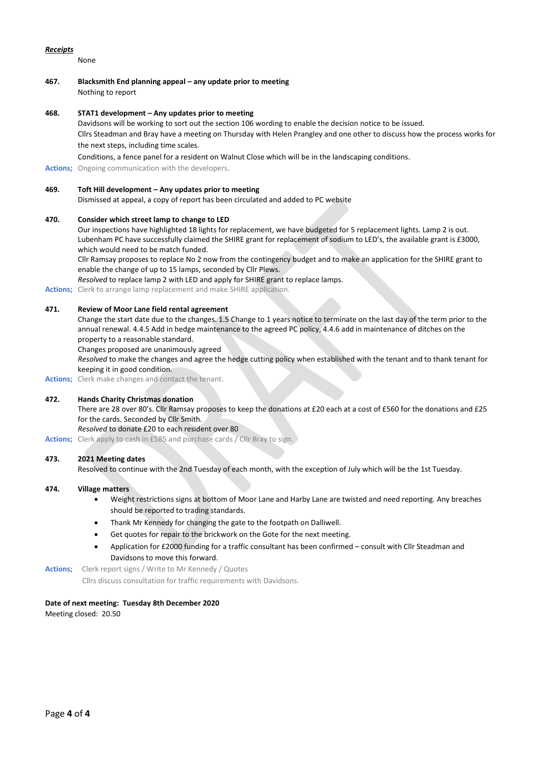***Receipts***

None

**467. Blacksmith End planning appeal – any update prior to meeting**

Nothing to report

**468. STAT1 development – Any updates prior to meeting**

Davidsons will be working to sort out the section 106 wording to enable the decision notice to be issued.

Cllrs Steadman and Bray have a meeting on Thursday with Helen Prangley and one other to discuss how the process works for the next steps, including time scales.

Conditions, a fence panel for a resident on Walnut Close which will be in the landscaping conditions.

**Actions;** Ongoing communication with the developers.

**469. Toft Hill development – Any updates prior to meeting**

Dismissed at appeal, a copy of report has been circulated and added to PC website

**470. Consider which street lamp to change to LED**

Our inspections have highlighted 18 lights for replacement, we have budgeted for 5 replacement lights. Lamp 2 is out. Lubenham PC have successfully claimed the SHIRE grant for replacement of sodium to LED's, the available grant is £3000, which would need to be match funded.

Cllr Ramsay proposes to replace No 2 now from the contingency budget and to make an application for the SHIRE grant to enable the change of up to 15 lamps, seconded by Cllr Plews.

*Resolved* to replace lamp 2 with LED and apply for SHIRE grant to replace lamps.

**Actions;** Clerk to arrange lamp replacement and make SHIRE application.

**471. Review of Moor Lane field rental agreement**

Change the start date due to the changes. 1.5 Change to 1 years notice to terminate on the last day of the term prior to the annual renewal. 4.4.5 Add in hedge maintenance to the agreed PC policy, 4.4.6 add in maintenance of ditches on the property to a reasonable standard.

Changes proposed are unanimously agreed

*Resolved* to make the changes and agree the hedge cutting policy when established with the tenant and to thank tenant for keeping it in good condition.

**Actions;** Clerk make changes and contact the tenant.

**472. Hands Charity Christmas donation**

There are 28 over 80's. Cllr Ramsay proposes to keep the donations at £20 each at a cost of £560 for the donations and £25 for the cards. Seconded by Cllr Smith.

*Resolved* to donate £20 to each resident over 80

**Actions;** Clerk apply to cash in £585 and purchase cards / Cllr Bray to sign.

**473. 2021 Meeting dates**

Resolved to continue with the 2nd Tuesday of each month, with the exception of July which will be the 1st Tuesday.

**474. Village matters**

- Weight restrictions signs at bottom of Moor Lane and Harby Lane are twisted and need reporting. Any breaches should be reported to trading standards.
- Thank Mr Kennedy for changing the gate to the footpath on Dalliwell.
- Get quotes for repair to the brickwork on the Gote for the next meeting.
- Application for £2000 funding for a traffic consultant has been confirmed – consult with Cllr Steadman and Davidsons to move this forward.

**Actions;** Clerk report signs / Write to Mr Kennedy / Quotes

Cllrs discuss consultation for traffic requirements with Davidsons.

**Date of next meeting: Tuesday 8th December 2020**

Meeting closed: 20.50